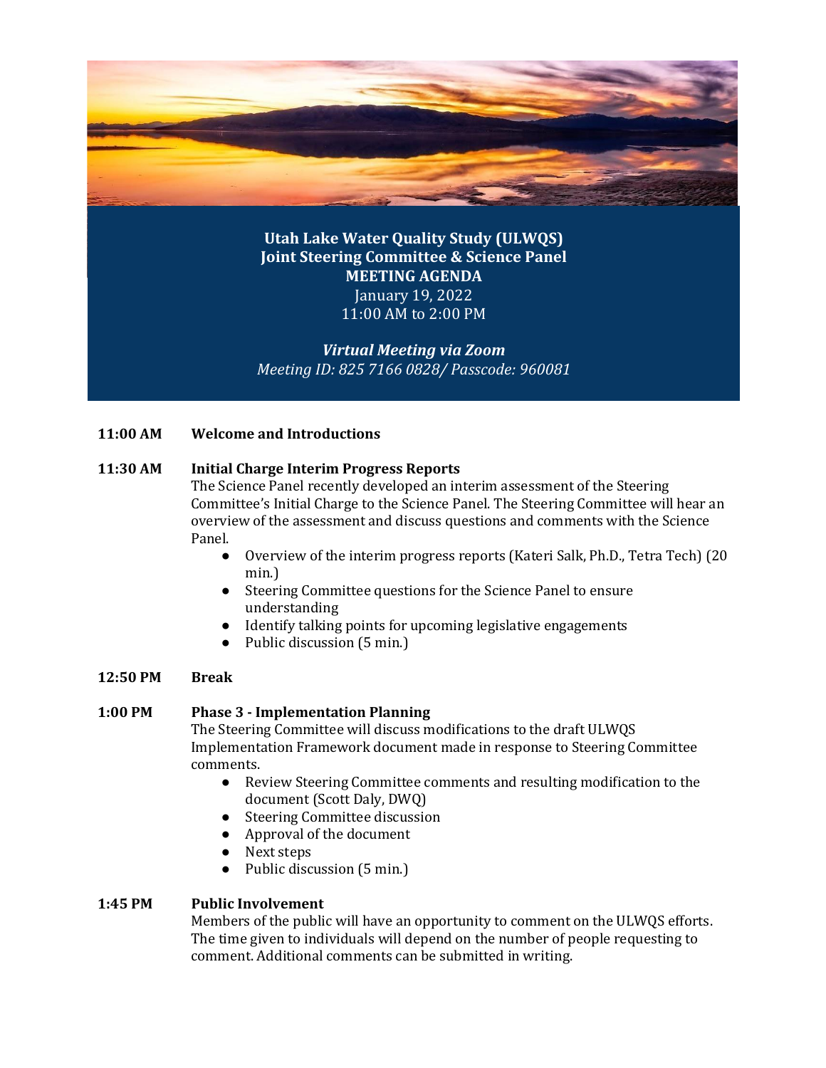# Utah Lake Water Quality Study (ULWQS)
## Joint Steering Committee & Science Panel
## MEETING AGENDA

January 19, 2022
11:00 AM to 2:00 PM

***Virtual Meeting via Zoom***
*Meeting ID: 825 7166 0828/ Passcode: 960081*

**11:00 AM** **Welcome and Introductions**

**11:30 AM** **Initial Charge Interim Progress Reports**

The Science Panel recently developed an interim assessment of the Steering Committee's Initial Charge to the Science Panel. The Steering Committee will hear an overview of the assessment and discuss questions and comments with the Science Panel.

- Overview of the interim progress reports (Kateri Salk, Ph.D., Tetra Tech) (20 min.)
- Steering Committee questions for the Science Panel to ensure understanding
- Identify talking points for upcoming legislative engagements
- Public discussion (5 min.)

**12:50 PM** **Break**

**1:00 PM** **Phase 3 - Implementation Planning**

The Steering Committee will discuss modifications to the draft ULWQS Implementation Framework document made in response to Steering Committee comments.

- Review Steering Committee comments and resulting modification to the document (Scott Daly, DWQ)
- Steering Committee discussion
- Approval of the document
- Next steps
- Public discussion (5 min.)

**1:45 PM** **Public Involvement**

Members of the public will have an opportunity to comment on the ULWQS efforts. The time given to individuals will depend on the number of people requesting to comment. Additional comments can be submitted in writing.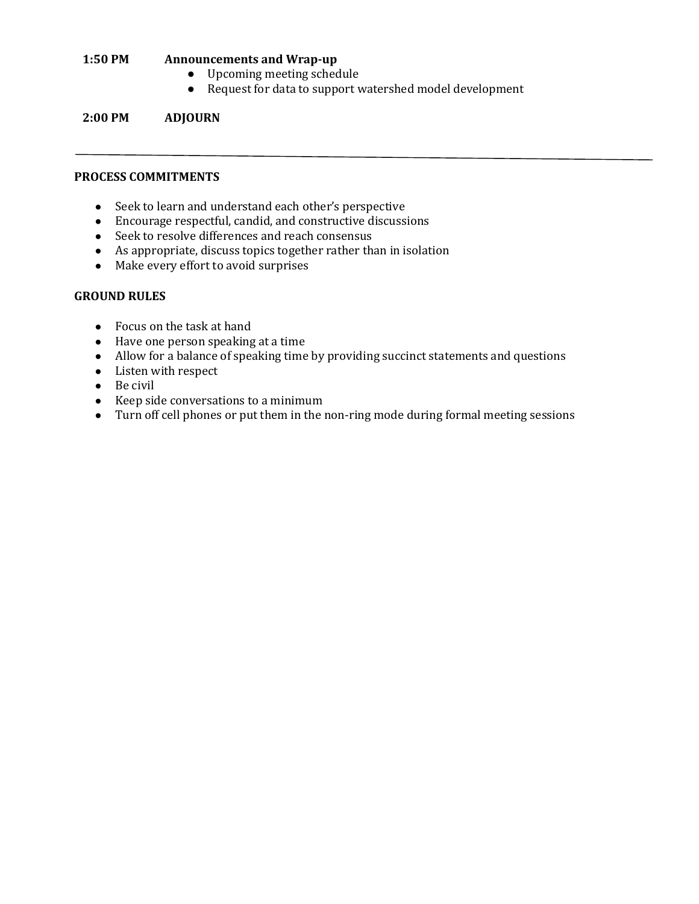**1:50 PM** **Announcements and Wrap-up**

- Upcoming meeting schedule
- Request for data to support watershed model development

**2:00 PM** **ADJOURN**

---

**PROCESS COMMITMENTS**

- Seek to learn and understand each other's perspective
- Encourage respectful, candid, and constructive discussions
- Seek to resolve differences and reach consensus
- As appropriate, discuss topics together rather than in isolation
- Make every effort to avoid surprises

**GROUND RULES**

- Focus on the task at hand
- Have one person speaking at a time
- Allow for a balance of speaking time by providing succinct statements and questions
- Listen with respect
- Be civil
- Keep side conversations to a minimum
- Turn off cell phones or put them in the non-ring mode during formal meeting sessions